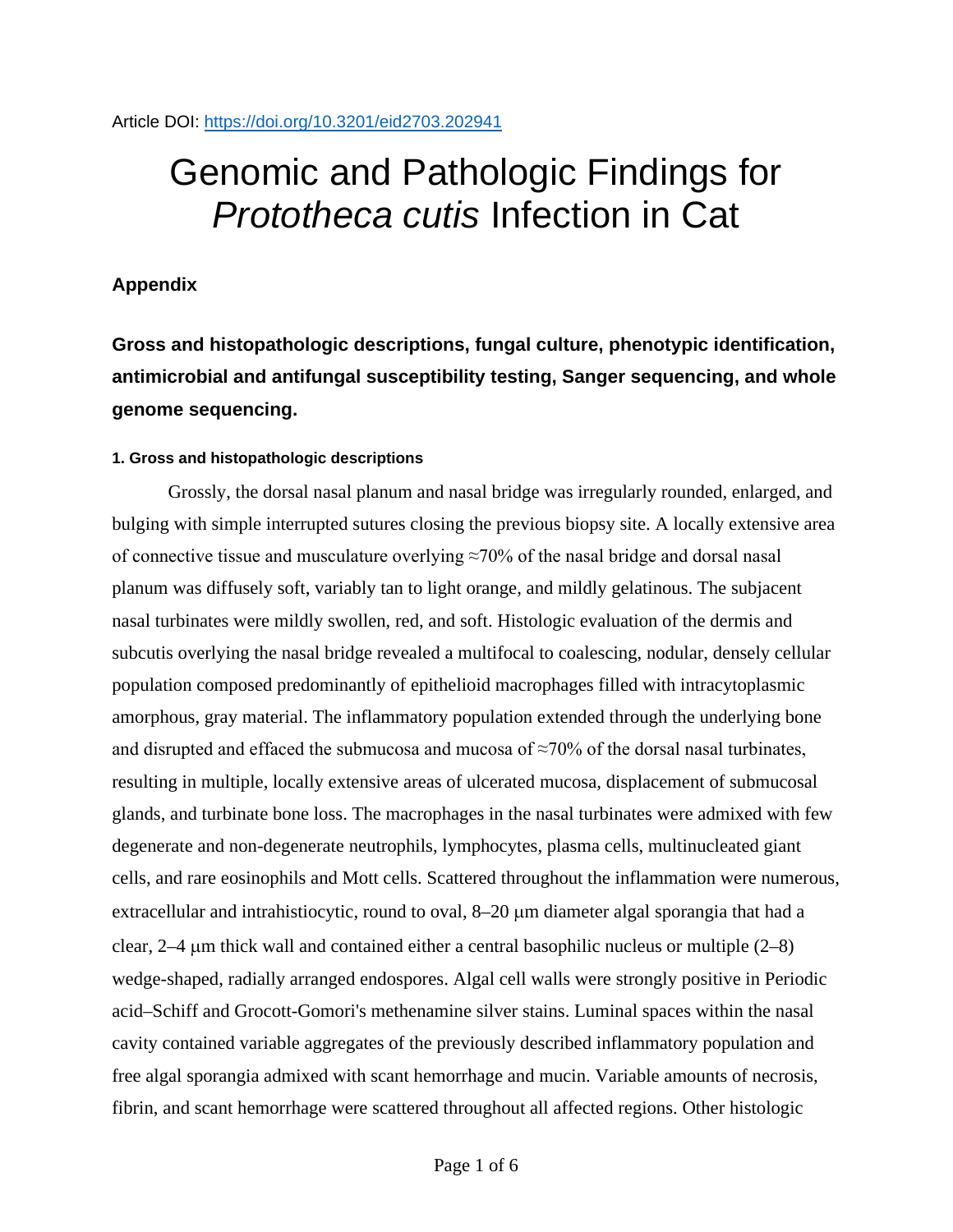Article DOI: https://doi.org/10.3201/eid2703.202941

# Genomic and Pathologic Findings for *Prototheca cutis* Infection in Cat

## Appendix

### Gross and histopathologic descriptions, fungal culture, phenotypic identification, antimicrobial and antifungal susceptibility testing, Sanger sequencing, and whole genome sequencing.

#### 1. Gross and histopathologic descriptions

Grossly, the dorsal nasal planum and nasal bridge was irregularly rounded, enlarged, and bulging with simple interrupted sutures closing the previous biopsy site. A locally extensive area of connective tissue and musculature overlying ≈70% of the nasal bridge and dorsal nasal planum was diffusely soft, variably tan to light orange, and mildly gelatinous. The subjacent nasal turbinates were mildly swollen, red, and soft. Histologic evaluation of the dermis and subcutis overlying the nasal bridge revealed a multifocal to coalescing, nodular, densely cellular population composed predominantly of epithelioid macrophages filled with intracytoplasmic amorphous, gray material. The inflammatory population extended through the underlying bone and disrupted and effaced the submucosa and mucosa of ≈70% of the dorsal nasal turbinates, resulting in multiple, locally extensive areas of ulcerated mucosa, displacement of submucosal glands, and turbinate bone loss. The macrophages in the nasal turbinates were admixed with few degenerate and non-degenerate neutrophils, lymphocytes, plasma cells, multinucleated giant cells, and rare eosinophils and Mott cells. Scattered throughout the inflammation were numerous, extracellular and intrahistiocytic, round to oval, 8–20 μm diameter algal sporangia that had a clear, 2–4 μm thick wall and contained either a central basophilic nucleus or multiple (2–8) wedge-shaped, radially arranged endospores. Algal cell walls were strongly positive in Periodic acid–Schiff and Grocott-Gomori's methenamine silver stains. Luminal spaces within the nasal cavity contained variable aggregates of the previously described inflammatory population and free algal sporangia admixed with scant hemorrhage and mucin. Variable amounts of necrosis, fibrin, and scant hemorrhage were scattered throughout all affected regions. Other histologic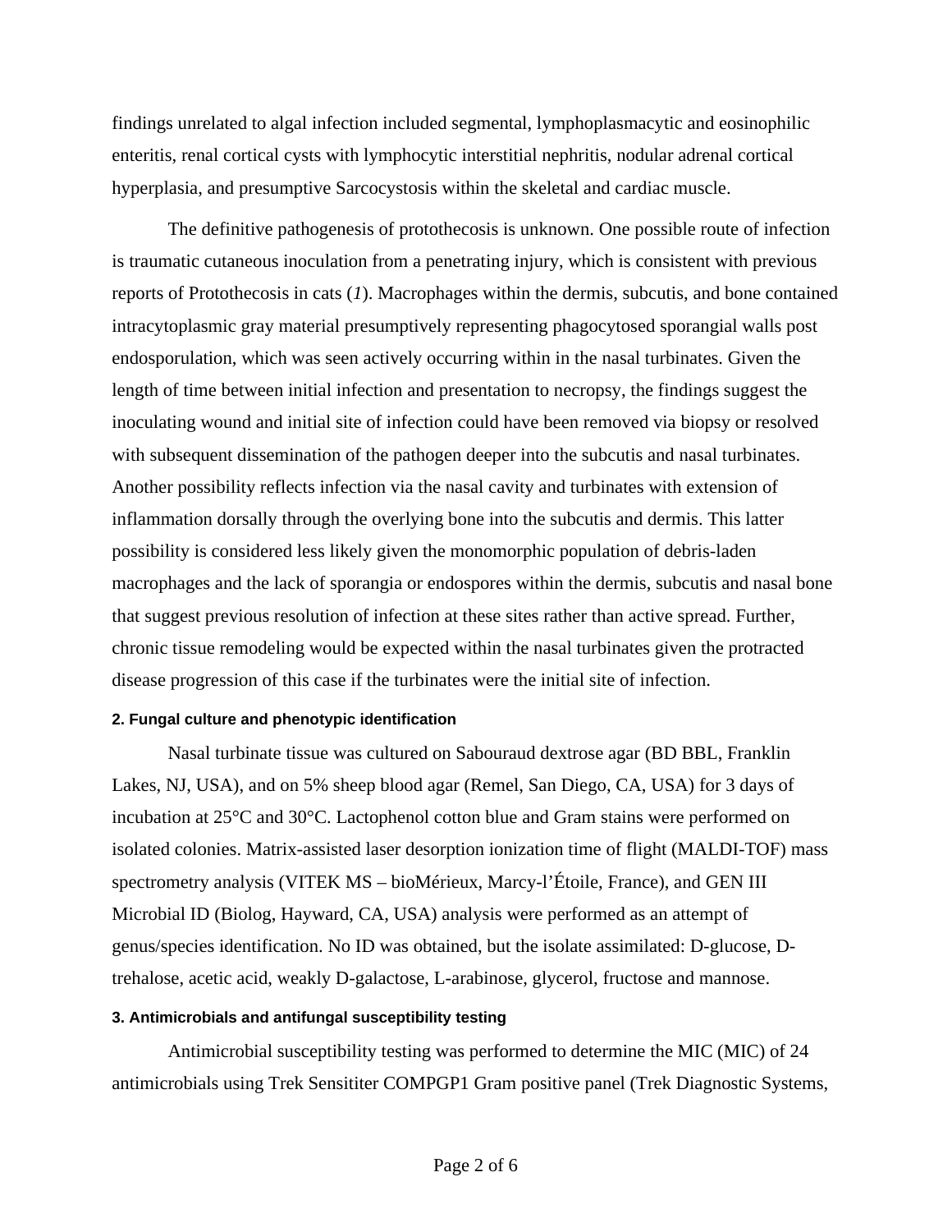findings unrelated to algal infection included segmental, lymphoplasmacytic and eosinophilic enteritis, renal cortical cysts with lymphocytic interstitial nephritis, nodular adrenal cortical hyperplasia, and presumptive Sarcocystosis within the skeletal and cardiac muscle.

The definitive pathogenesis of protothecosis is unknown. One possible route of infection is traumatic cutaneous inoculation from a penetrating injury, which is consistent with previous reports of Protothecosis in cats (*1*). Macrophages within the dermis, subcutis, and bone contained intracytoplasmic gray material presumptively representing phagocytosed sporangial walls post endosporulation, which was seen actively occurring within in the nasal turbinates. Given the length of time between initial infection and presentation to necropsy, the findings suggest the inoculating wound and initial site of infection could have been removed via biopsy or resolved with subsequent dissemination of the pathogen deeper into the subcutis and nasal turbinates. Another possibility reflects infection via the nasal cavity and turbinates with extension of inflammation dorsally through the overlying bone into the subcutis and dermis. This latter possibility is considered less likely given the monomorphic population of debris-laden macrophages and the lack of sporangia or endospores within the dermis, subcutis and nasal bone that suggest previous resolution of infection at these sites rather than active spread. Further, chronic tissue remodeling would be expected within the nasal turbinates given the protracted disease progression of this case if the turbinates were the initial site of infection.

#### 2. Fungal culture and phenotypic identification

Nasal turbinate tissue was cultured on Sabouraud dextrose agar (BD BBL, Franklin Lakes, NJ, USA), and on 5% sheep blood agar (Remel, San Diego, CA, USA) for 3 days of incubation at 25°C and 30°C. Lactophenol cotton blue and Gram stains were performed on isolated colonies. Matrix-assisted laser desorption ionization time of flight (MALDI-TOF) mass spectrometry analysis (VITEK MS – bioMérieux, Marcy-l'Étoile, France), and GEN III Microbial ID (Biolog, Hayward, CA, USA) analysis were performed as an attempt of genus/species identification. No ID was obtained, but the isolate assimilated: D-glucose, D-trehalose, acetic acid, weakly D-galactose, L-arabinose, glycerol, fructose and mannose.

#### 3. Antimicrobials and antifungal susceptibility testing

Antimicrobial susceptibility testing was performed to determine the MIC (MIC) of 24 antimicrobials using Trek Sensititer COMPGP1 Gram positive panel (Trek Diagnostic Systems,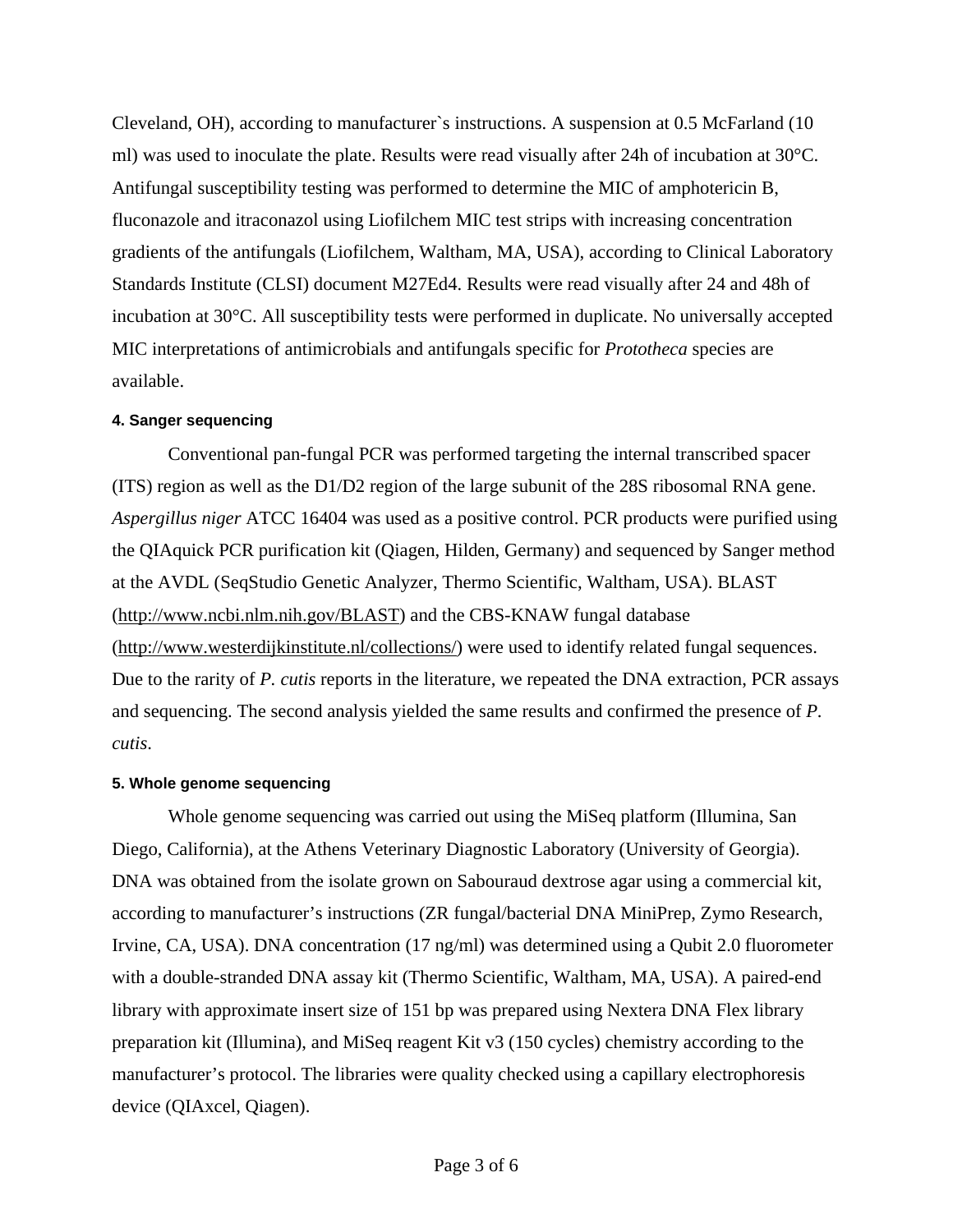Cleveland, OH), according to manufacturer`s instructions. A suspension at 0.5 McFarland (10 ml) was used to inoculate the plate. Results were read visually after 24h of incubation at 30°C. Antifungal susceptibility testing was performed to determine the MIC of amphotericin B, fluconazole and itraconazol using Liofilchem MIC test strips with increasing concentration gradients of the antifungals (Liofilchem, Waltham, MA, USA), according to Clinical Laboratory Standards Institute (CLSI) document M27Ed4. Results were read visually after 24 and 48h of incubation at 30°C. All susceptibility tests were performed in duplicate. No universally accepted MIC interpretations of antimicrobials and antifungals specific for *Prototheca* species are available.

#### 4. Sanger sequencing

Conventional pan-fungal PCR was performed targeting the internal transcribed spacer (ITS) region as well as the D1/D2 region of the large subunit of the 28S ribosomal RNA gene. *Aspergillus niger* ATCC 16404 was used as a positive control. PCR products were purified using the QIAquick PCR purification kit (Qiagen, Hilden, Germany) and sequenced by Sanger method at the AVDL (SeqStudio Genetic Analyzer, Thermo Scientific, Waltham, USA). BLAST (http://www.ncbi.nlm.nih.gov/BLAST) and the CBS-KNAW fungal database (http://www.westerdijkinstitute.nl/collections/) were used to identify related fungal sequences. Due to the rarity of *P. cutis* reports in the literature, we repeated the DNA extraction, PCR assays and sequencing. The second analysis yielded the same results and confirmed the presence of *P. cutis*.

#### 5. Whole genome sequencing

Whole genome sequencing was carried out using the MiSeq platform (Illumina, San Diego, California), at the Athens Veterinary Diagnostic Laboratory (University of Georgia). DNA was obtained from the isolate grown on Sabouraud dextrose agar using a commercial kit, according to manufacturer's instructions (ZR fungal/bacterial DNA MiniPrep, Zymo Research, Irvine, CA, USA). DNA concentration (17 ng/ml) was determined using a Qubit 2.0 fluorometer with a double-stranded DNA assay kit (Thermo Scientific, Waltham, MA, USA). A paired-end library with approximate insert size of 151 bp was prepared using Nextera DNA Flex library preparation kit (Illumina), and MiSeq reagent Kit v3 (150 cycles) chemistry according to the manufacturer's protocol. The libraries were quality checked using a capillary electrophoresis device (QIAxcel, Qiagen).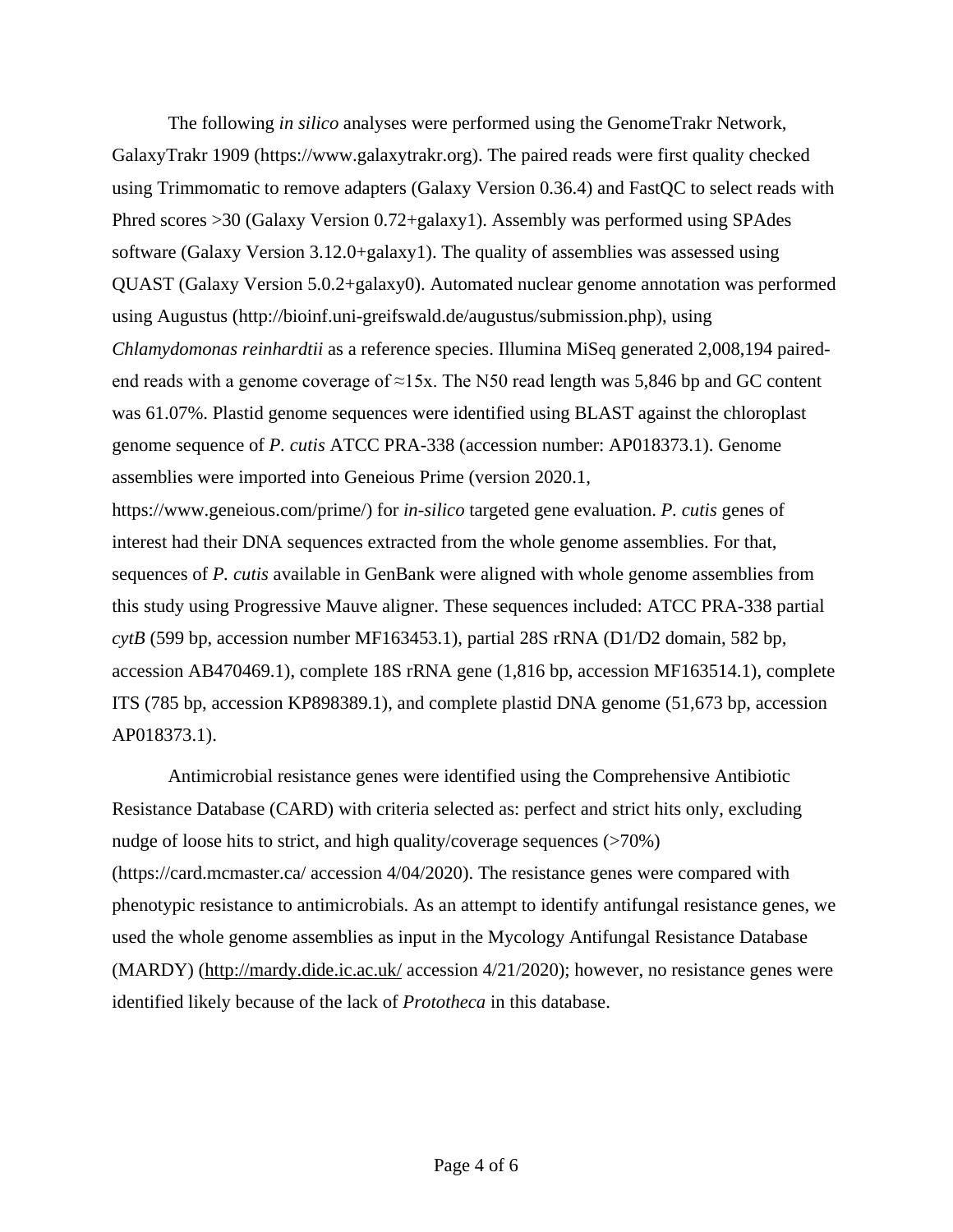The following *in silico* analyses were performed using the GenomeTrakr Network, GalaxyTrakr 1909 (https://www.galaxytrakr.org). The paired reads were first quality checked using Trimmomatic to remove adapters (Galaxy Version 0.36.4) and FastQC to select reads with Phred scores >30 (Galaxy Version 0.72+galaxy1). Assembly was performed using SPAdes software (Galaxy Version 3.12.0+galaxy1). The quality of assemblies was assessed using QUAST (Galaxy Version 5.0.2+galaxy0). Automated nuclear genome annotation was performed using Augustus (http://bioinf.uni-greifswald.de/augustus/submission.php), using *Chlamydomonas reinhardtii* as a reference species. Illumina MiSeq generated 2,008,194 paired-end reads with a genome coverage of ≈15x. The N50 read length was 5,846 bp and GC content was 61.07%. Plastid genome sequences were identified using BLAST against the chloroplast genome sequence of *P. cutis* ATCC PRA-338 (accession number: AP018373.1). Genome assemblies were imported into Geneious Prime (version 2020.1, https://www.geneious.com/prime/) for *in-silico* targeted gene evaluation. *P. cutis* genes of interest had their DNA sequences extracted from the whole genome assemblies. For that, sequences of *P. cutis* available in GenBank were aligned with whole genome assemblies from this study using Progressive Mauve aligner. These sequences included: ATCC PRA-338 partial *cytB* (599 bp, accession number MF163453.1), partial 28S rRNA (D1/D2 domain, 582 bp, accession AB470469.1), complete 18S rRNA gene (1,816 bp, accession MF163514.1), complete ITS (785 bp, accession KP898389.1), and complete plastid DNA genome (51,673 bp, accession AP018373.1).

Antimicrobial resistance genes were identified using the Comprehensive Antibiotic Resistance Database (CARD) with criteria selected as: perfect and strict hits only, excluding nudge of loose hits to strict, and high quality/coverage sequences (>70%) (https://card.mcmaster.ca/ accession 4/04/2020). The resistance genes were compared with phenotypic resistance to antimicrobials. As an attempt to identify antifungal resistance genes, we used the whole genome assemblies as input in the Mycology Antifungal Resistance Database (MARDY) (http://mardy.dide.ic.ac.uk/ accession 4/21/2020); however, no resistance genes were identified likely because of the lack of *Prototheca* in this database.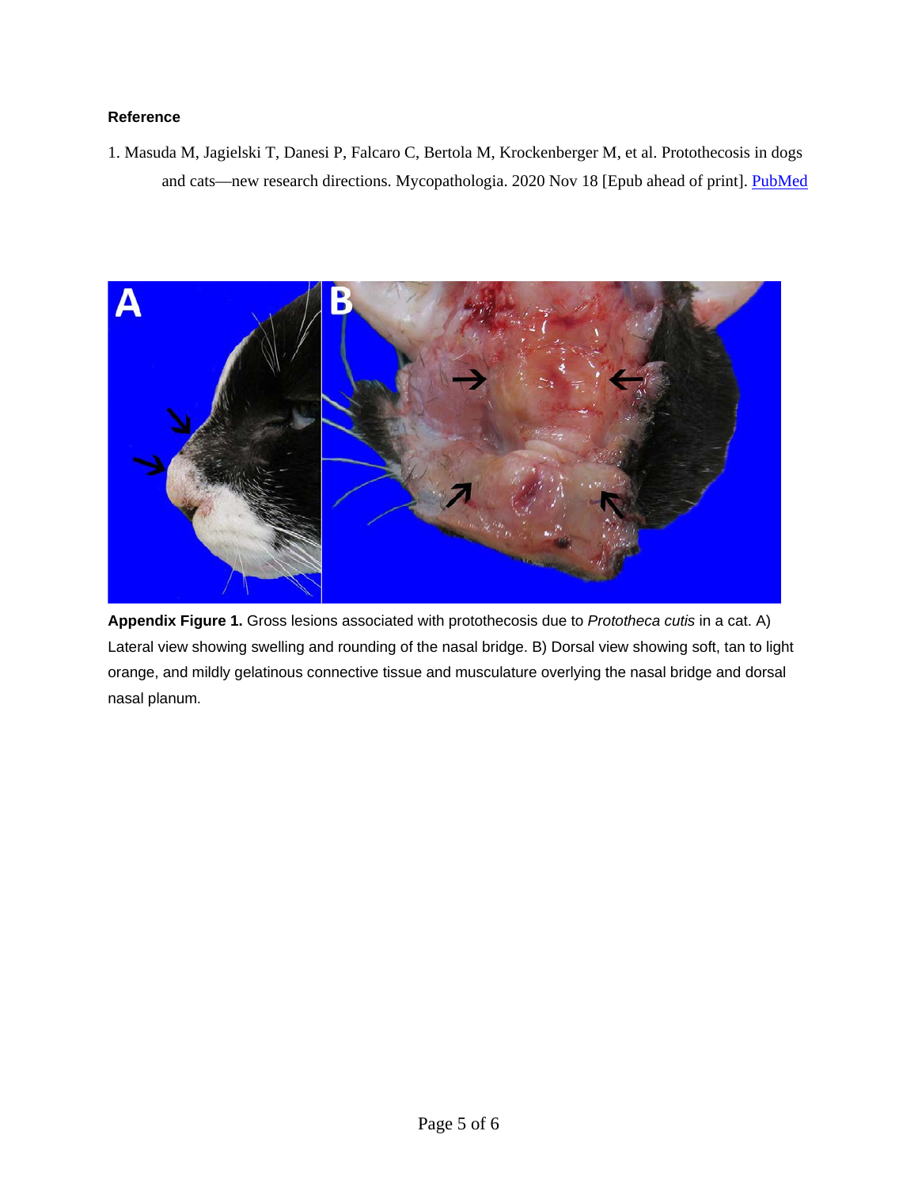### Reference

1. Masuda M, Jagielski T, Danesi P, Falcaro C, Bertola M, Krockenberger M, et al. Protothecosis in dogs and cats—new research directions. Mycopathologia. 2020 Nov 18 [Epub ahead of print]. PubMed

**Appendix Figure 1.** Gross lesions associated with protothecosis due to *Prototheca cutis* in a cat. A) Lateral view showing swelling and rounding of the nasal bridge. B) Dorsal view showing soft, tan to light orange, and mildly gelatinous connective tissue and musculature overlying the nasal bridge and dorsal nasal planum.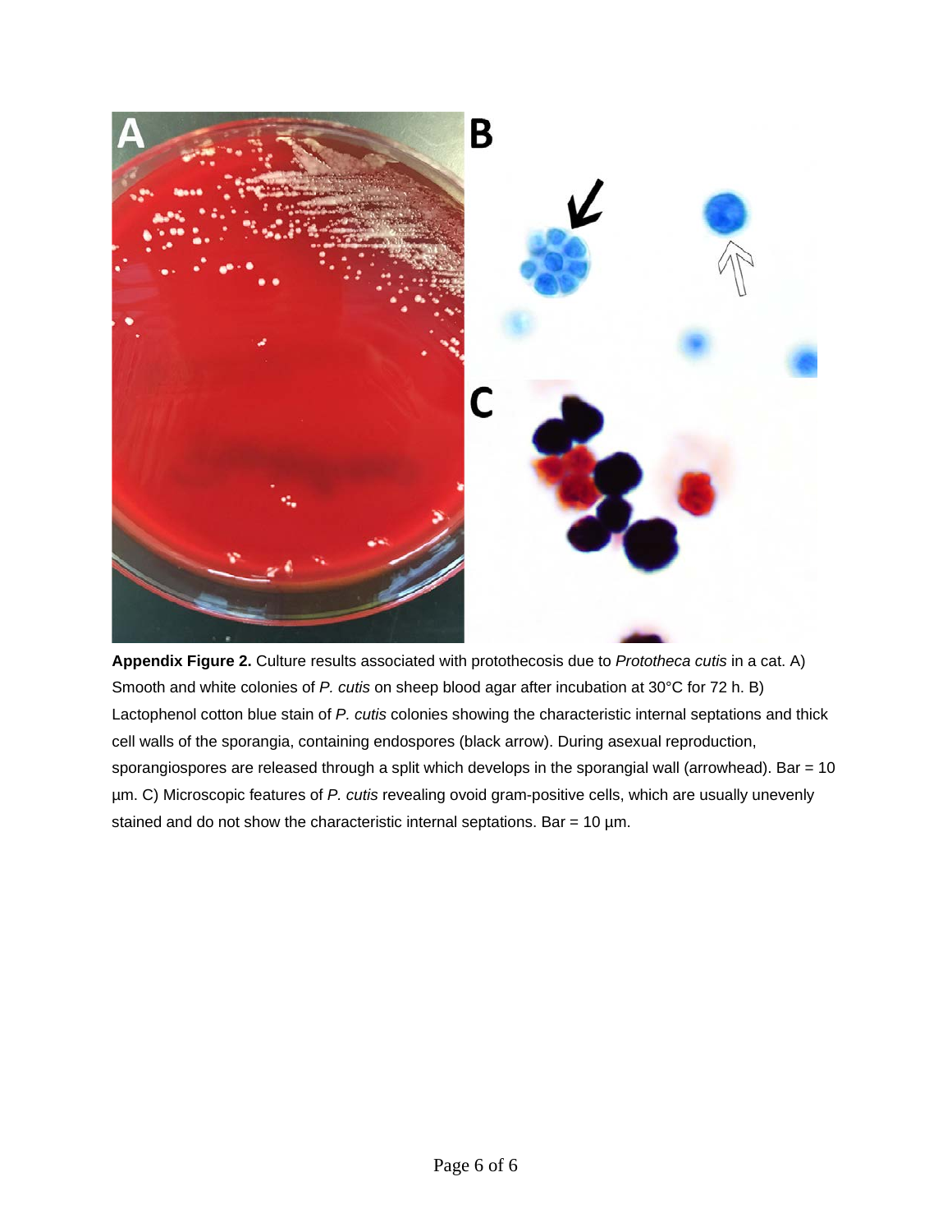**Appendix Figure 2.** Culture results associated with protothecosis due to *Prototheca cutis* in a cat. A) Smooth and white colonies of *P. cutis* on sheep blood agar after incubation at 30°C for 72 h. B) Lactophenol cotton blue stain of *P. cutis* colonies showing the characteristic internal septations and thick cell walls of the sporangia, containing endospores (black arrow). During asexual reproduction, sporangiospores are released through a split which develops in the sporangial wall (arrowhead). Bar = 10 µm. C) Microscopic features of *P. cutis* revealing ovoid gram-positive cells, which are usually unevenly stained and do not show the characteristic internal septations. Bar = 10 µm.